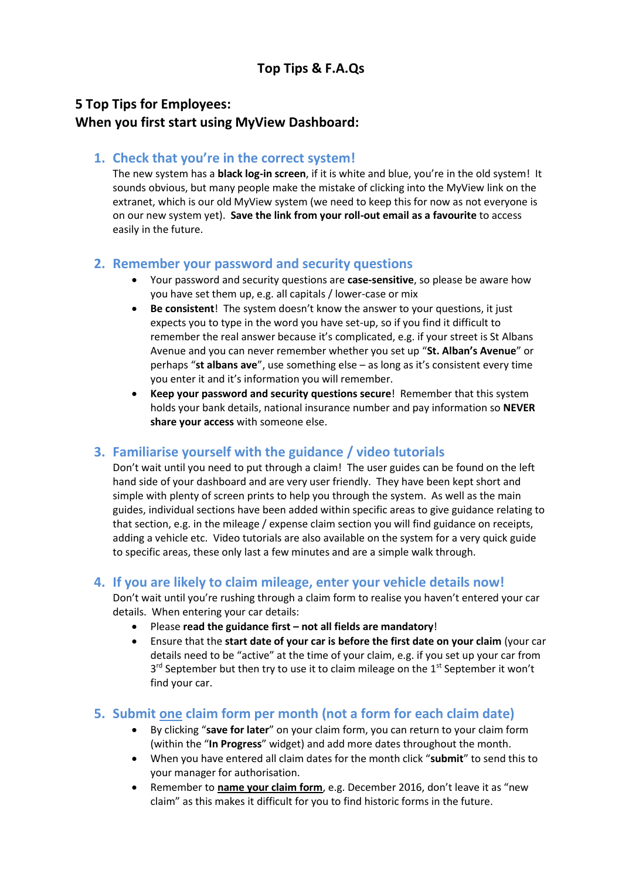# Top Tips & F.A.Qs

## 5 Top Tips for Employees:
## When you first start using MyView Dashboard:

### 1. Check that you're in the correct system!

The new system has a **black log-in screen**, if it is white and blue, you're in the old system! It sounds obvious, but many people make the mistake of clicking into the MyView link on the extranet, which is our old MyView system (we need to keep this for now as not everyone is on our new system yet). **Save the link from your roll-out email as a favourite** to access easily in the future.

### 2. Remember your password and security questions

- Your password and security questions are **case-sensitive**, so please be aware how you have set them up, e.g. all capitals / lower-case or mix
- **Be consistent**! The system doesn't know the answer to your questions, it just expects you to type in the word you have set-up, so if you find it difficult to remember the real answer because it's complicated, e.g. if your street is St Albans Avenue and you can never remember whether you set up "**St. Alban's Avenue**" or perhaps "**st albans ave**", use something else – as long as it's consistent every time you enter it and it's information you will remember.
- **Keep your password and security questions secure**! Remember that this system holds your bank details, national insurance number and pay information so **NEVER share your access** with someone else.

### 3. Familiarise yourself with the guidance / video tutorials

Don't wait until you need to put through a claim! The user guides can be found on the left hand side of your dashboard and are very user friendly. They have been kept short and simple with plenty of screen prints to help you through the system. As well as the main guides, individual sections have been added within specific areas to give guidance relating to that section, e.g. in the mileage / expense claim section you will find guidance on receipts, adding a vehicle etc. Video tutorials are also available on the system for a very quick guide to specific areas, these only last a few minutes and are a simple walk through.

### 4. If you are likely to claim mileage, enter your vehicle details now!

Don't wait until you're rushing through a claim form to realise you haven't entered your car details. When entering your car details:

- Please **read the guidance first – not all fields are mandatory**!
- Ensure that the **start date of your car is before the first date on your claim** (your car details need to be "active" at the time of your claim, e.g. if you set up your car from 3rd September but then try to use it to claim mileage on the 1st September it won't find your car.

### 5. Submit <u>one</u> claim form per month (not a form for each claim date)

- By clicking "**save for later**" on your claim form, you can return to your claim form (within the "**In Progress**" widget) and add more dates throughout the month.
- When you have entered all claim dates for the month click "**submit**" to send this to your manager for authorisation.
- Remember to **<u>name your claim form</u>**, e.g. December 2016, don't leave it as "new claim" as this makes it difficult for you to find historic forms in the future.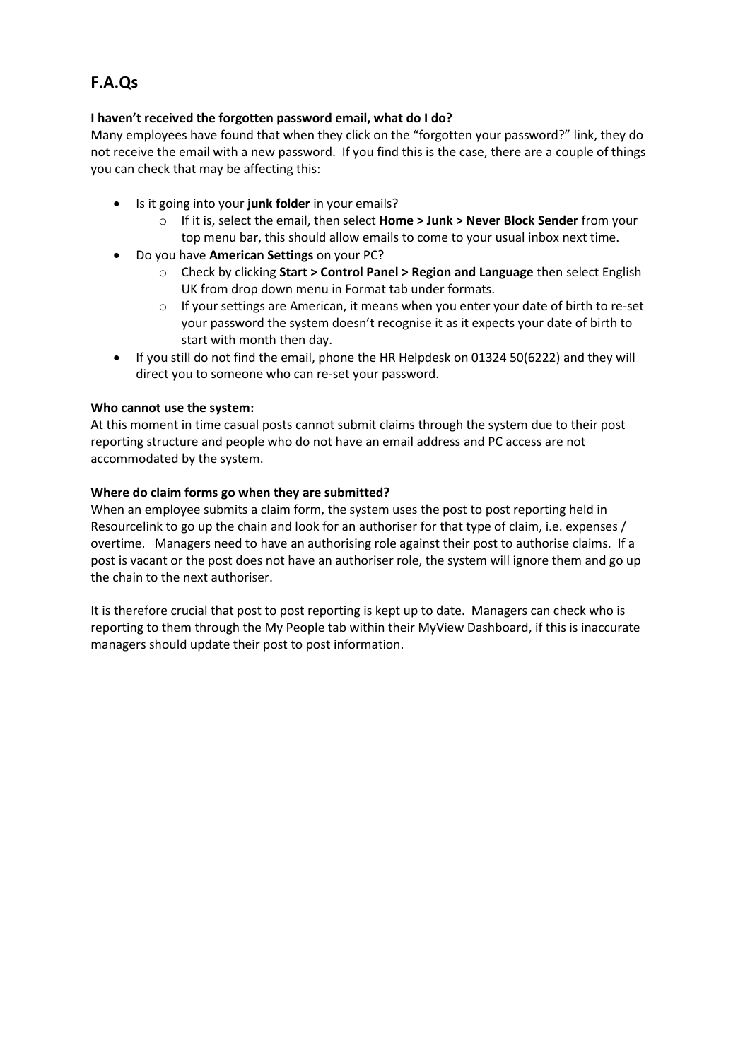## F.A.Qs

**I haven't received the forgotten password email, what do I do?**

Many employees have found that when they click on the "forgotten your password?" link, they do not receive the email with a new password. If you find this is the case, there are a couple of things you can check that may be affecting this:

- Is it going into your **junk folder** in your emails?
  - If it is, select the email, then select **Home > Junk > Never Block Sender** from your top menu bar, this should allow emails to come to your usual inbox next time.
- Do you have **American Settings** on your PC?
  - Check by clicking **Start > Control Panel > Region and Language** then select English UK from drop down menu in Format tab under formats.
  - If your settings are American, it means when you enter your date of birth to re-set your password the system doesn't recognise it as it expects your date of birth to start with month then day.
- If you still do not find the email, phone the HR Helpdesk on 01324 50(6222) and they will direct you to someone who can re-set your password.

**Who cannot use the system:**

At this moment in time casual posts cannot submit claims through the system due to their post reporting structure and people who do not have an email address and PC access are not accommodated by the system.

**Where do claim forms go when they are submitted?**

When an employee submits a claim form, the system uses the post to post reporting held in Resourcelink to go up the chain and look for an authoriser for that type of claim, i.e. expenses / overtime. Managers need to have an authorising role against their post to authorise claims. If a post is vacant or the post does not have an authoriser role, the system will ignore them and go up the chain to the next authoriser.

It is therefore crucial that post to post reporting is kept up to date. Managers can check who is reporting to them through the My People tab within their MyView Dashboard, if this is inaccurate managers should update their post to post information.